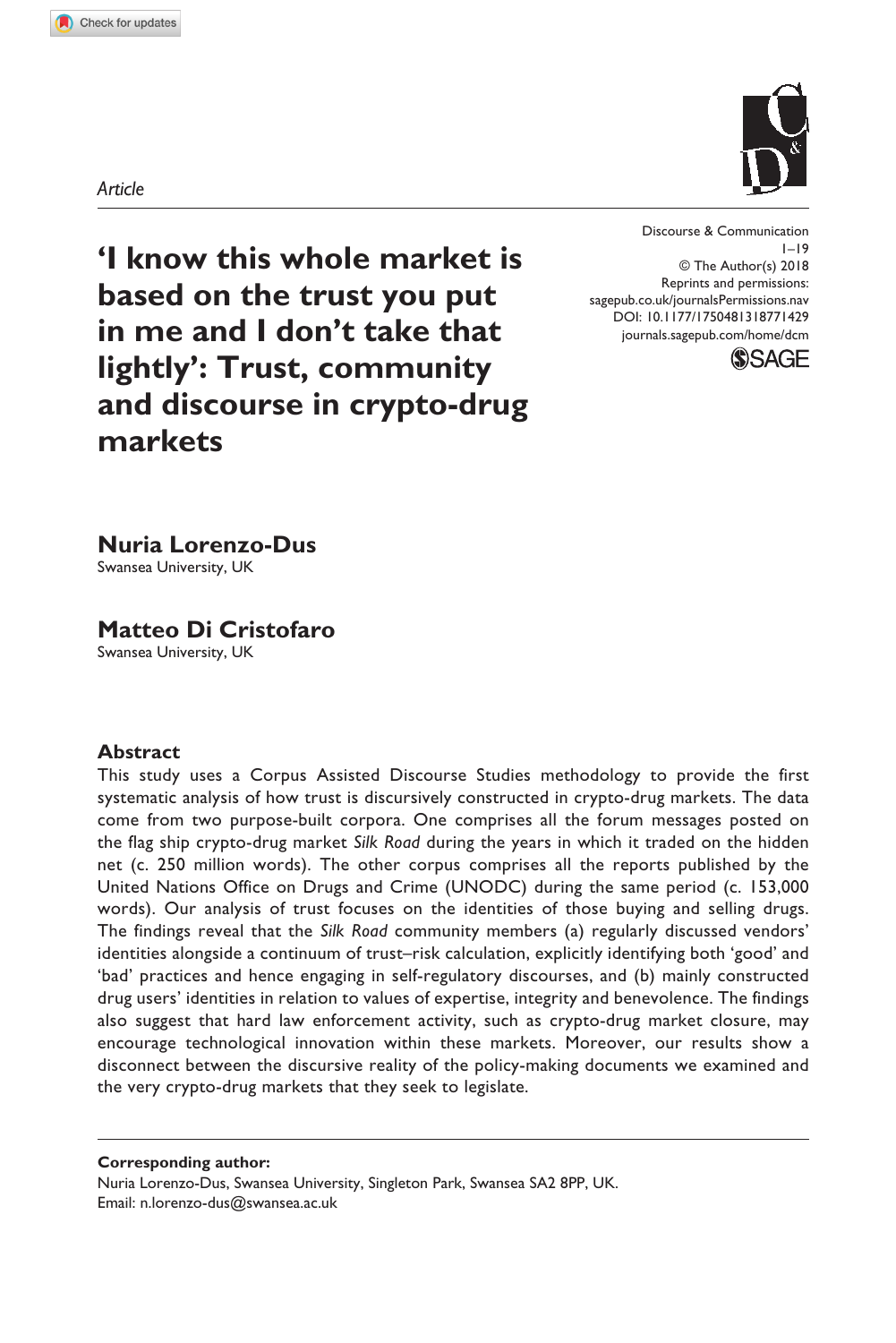*Article*

# 'I know this whole market is based on the trust you put in me and I don't take that lightly': Trust, community and discourse in crypto-drug markets

Discourse & Communication
© The Author(s) 2018
Reprints and permissions: sagepub.co.uk/journalsPermissions.nav
DOI: 10.1177/1750481318771429
journals.sagepub.com/home/dcm

**Nuria Lorenzo-Dus**
Swansea University, UK

**Matteo Di Cristofaro**
Swansea University, UK

## Abstract

This study uses a Corpus Assisted Discourse Studies methodology to provide the first systematic analysis of how trust is discursively constructed in crypto-drug markets. The data come from two purpose-built corpora. One comprises all the forum messages posted on the flag ship crypto-drug market *Silk Road* during the years in which it traded on the hidden net (c. 250 million words). The other corpus comprises all the reports published by the United Nations Office on Drugs and Crime (UNODC) during the same period (c. 153,000 words). Our analysis of trust focuses on the identities of those buying and selling drugs. The findings reveal that the *Silk Road* community members (a) regularly discussed vendors' identities alongside a continuum of trust–risk calculation, explicitly identifying both 'good' and 'bad' practices and hence engaging in self-regulatory discourses, and (b) mainly constructed drug users' identities in relation to values of expertise, integrity and benevolence. The findings also suggest that hard law enforcement activity, such as crypto-drug market closure, may encourage technological innovation within these markets. Moreover, our results show a disconnect between the discursive reality of the policy-making documents we examined and the very crypto-drug markets that they seek to legislate.

**Corresponding author:**
Nuria Lorenzo-Dus, Swansea University, Singleton Park, Swansea SA2 8PP, UK.
Email: n.lorenzo-dus@swansea.ac.uk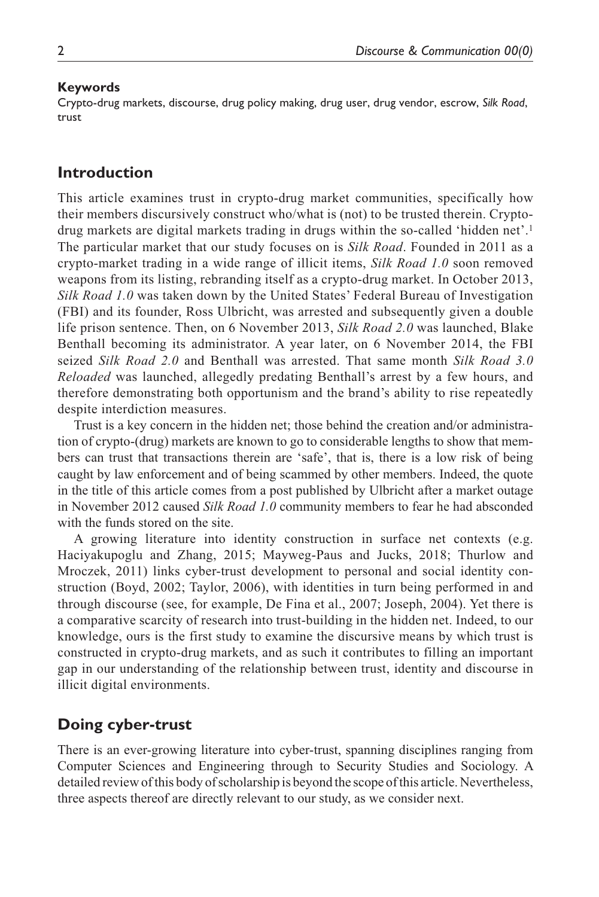**Keywords**

Crypto-drug markets, discourse, drug policy making, drug user, drug vendor, escrow, *Silk Road*, trust

## Introduction

This article examines trust in crypto-drug market communities, specifically how their members discursively construct who/what is (not) to be trusted therein. Crypto-drug markets are digital markets trading in drugs within the so-called 'hidden net'.[1] The particular market that our study focuses on is *Silk Road*. Founded in 2011 as a crypto-market trading in a wide range of illicit items, *Silk Road 1.0* soon removed weapons from its listing, rebranding itself as a crypto-drug market. In October 2013, *Silk Road 1.0* was taken down by the United States' Federal Bureau of Investigation (FBI) and its founder, Ross Ulbricht, was arrested and subsequently given a double life prison sentence. Then, on 6 November 2013, *Silk Road 2.0* was launched, Blake Benthall becoming its administrator. A year later, on 6 November 2014, the FBI seized *Silk Road 2.0* and Benthall was arrested. That same month *Silk Road 3.0 Reloaded* was launched, allegedly predating Benthall's arrest by a few hours, and therefore demonstrating both opportunism and the brand's ability to rise repeatedly despite interdiction measures.

Trust is a key concern in the hidden net; those behind the creation and/or administration of crypto-(drug) markets are known to go to considerable lengths to show that members can trust that transactions therein are 'safe', that is, there is a low risk of being caught by law enforcement and of being scammed by other members. Indeed, the quote in the title of this article comes from a post published by Ulbricht after a market outage in November 2012 caused *Silk Road 1.0* community members to fear he had absconded with the funds stored on the site.

A growing literature into identity construction in surface net contexts (e.g. Haciyakupoglu and Zhang, 2015; Mayweg-Paus and Jucks, 2018; Thurlow and Mroczek, 2011) links cyber-trust development to personal and social identity construction (Boyd, 2002; Taylor, 2006), with identities in turn being performed in and through discourse (see, for example, De Fina et al., 2007; Joseph, 2004). Yet there is a comparative scarcity of research into trust-building in the hidden net. Indeed, to our knowledge, ours is the first study to examine the discursive means by which trust is constructed in crypto-drug markets, and as such it contributes to filling an important gap in our understanding of the relationship between trust, identity and discourse in illicit digital environments.

## Doing cyber-trust

There is an ever-growing literature into cyber-trust, spanning disciplines ranging from Computer Sciences and Engineering through to Security Studies and Sociology. A detailed review of this body of scholarship is beyond the scope of this article. Nevertheless, three aspects thereof are directly relevant to our study, as we consider next.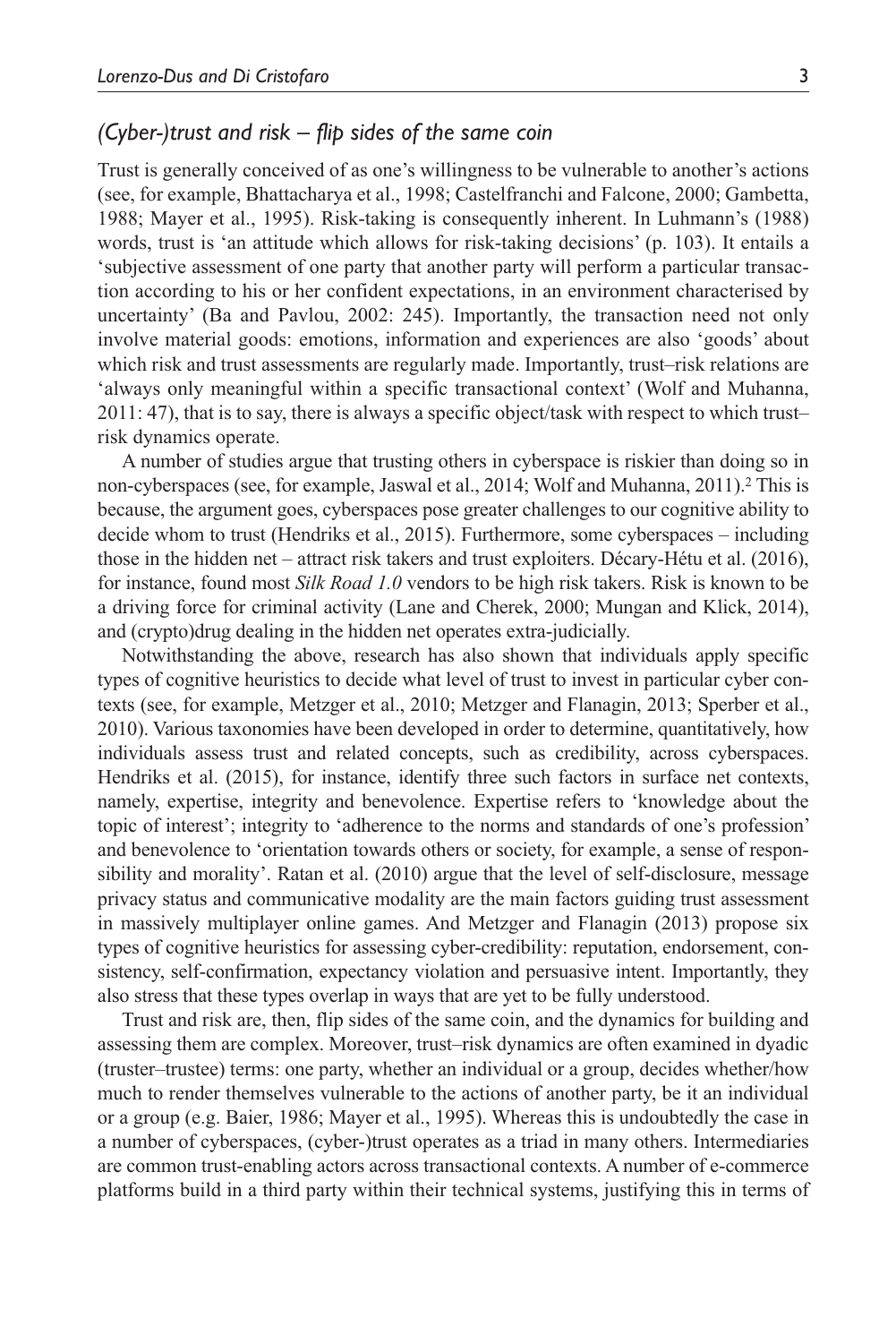## *(Cyber-)trust and risk – flip sides of the same coin*

Trust is generally conceived of as one's willingness to be vulnerable to another's actions (see, for example, Bhattacharya et al., 1998; Castelfranchi and Falcone, 2000; Gambetta, 1988; Mayer et al., 1995). Risk-taking is consequently inherent. In Luhmann's (1988) words, trust is 'an attitude which allows for risk-taking decisions' (p. 103). It entails a 'subjective assessment of one party that another party will perform a particular transaction according to his or her confident expectations, in an environment characterised by uncertainty' (Ba and Pavlou, 2002: 245). Importantly, the transaction need not only involve material goods: emotions, information and experiences are also 'goods' about which risk and trust assessments are regularly made. Importantly, trust–risk relations are 'always only meaningful within a specific transactional context' (Wolf and Muhanna, 2011: 47), that is to say, there is always a specific object/task with respect to which trust–risk dynamics operate.

A number of studies argue that trusting others in cyberspace is riskier than doing so in non-cyberspaces (see, for example, Jaswal et al., 2014; Wolf and Muhanna, 2011).[2] This is because, the argument goes, cyberspaces pose greater challenges to our cognitive ability to decide whom to trust (Hendriks et al., 2015). Furthermore, some cyberspaces – including those in the hidden net – attract risk takers and trust exploiters. Décary-Hétu et al. (2016), for instance, found most *Silk Road 1.0* vendors to be high risk takers. Risk is known to be a driving force for criminal activity (Lane and Cherek, 2000; Mungan and Klick, 2014), and (crypto)drug dealing in the hidden net operates extra-judicially.

Notwithstanding the above, research has also shown that individuals apply specific types of cognitive heuristics to decide what level of trust to invest in particular cyber contexts (see, for example, Metzger et al., 2010; Metzger and Flanagin, 2013; Sperber et al., 2010). Various taxonomies have been developed in order to determine, quantitatively, how individuals assess trust and related concepts, such as credibility, across cyberspaces. Hendriks et al. (2015), for instance, identify three such factors in surface net contexts, namely, expertise, integrity and benevolence. Expertise refers to 'knowledge about the topic of interest'; integrity to 'adherence to the norms and standards of one's profession' and benevolence to 'orientation towards others or society, for example, a sense of responsibility and morality'. Ratan et al. (2010) argue that the level of self-disclosure, message privacy status and communicative modality are the main factors guiding trust assessment in massively multiplayer online games. And Metzger and Flanagin (2013) propose six types of cognitive heuristics for assessing cyber-credibility: reputation, endorsement, consistency, self-confirmation, expectancy violation and persuasive intent. Importantly, they also stress that these types overlap in ways that are yet to be fully understood.

Trust and risk are, then, flip sides of the same coin, and the dynamics for building and assessing them are complex. Moreover, trust–risk dynamics are often examined in dyadic (truster–trustee) terms: one party, whether an individual or a group, decides whether/how much to render themselves vulnerable to the actions of another party, be it an individual or a group (e.g. Baier, 1986; Mayer et al., 1995). Whereas this is undoubtedly the case in a number of cyberspaces, (cyber-)trust operates as a triad in many others. Intermediaries are common trust-enabling actors across transactional contexts. A number of e-commerce platforms build in a third party within their technical systems, justifying this in terms of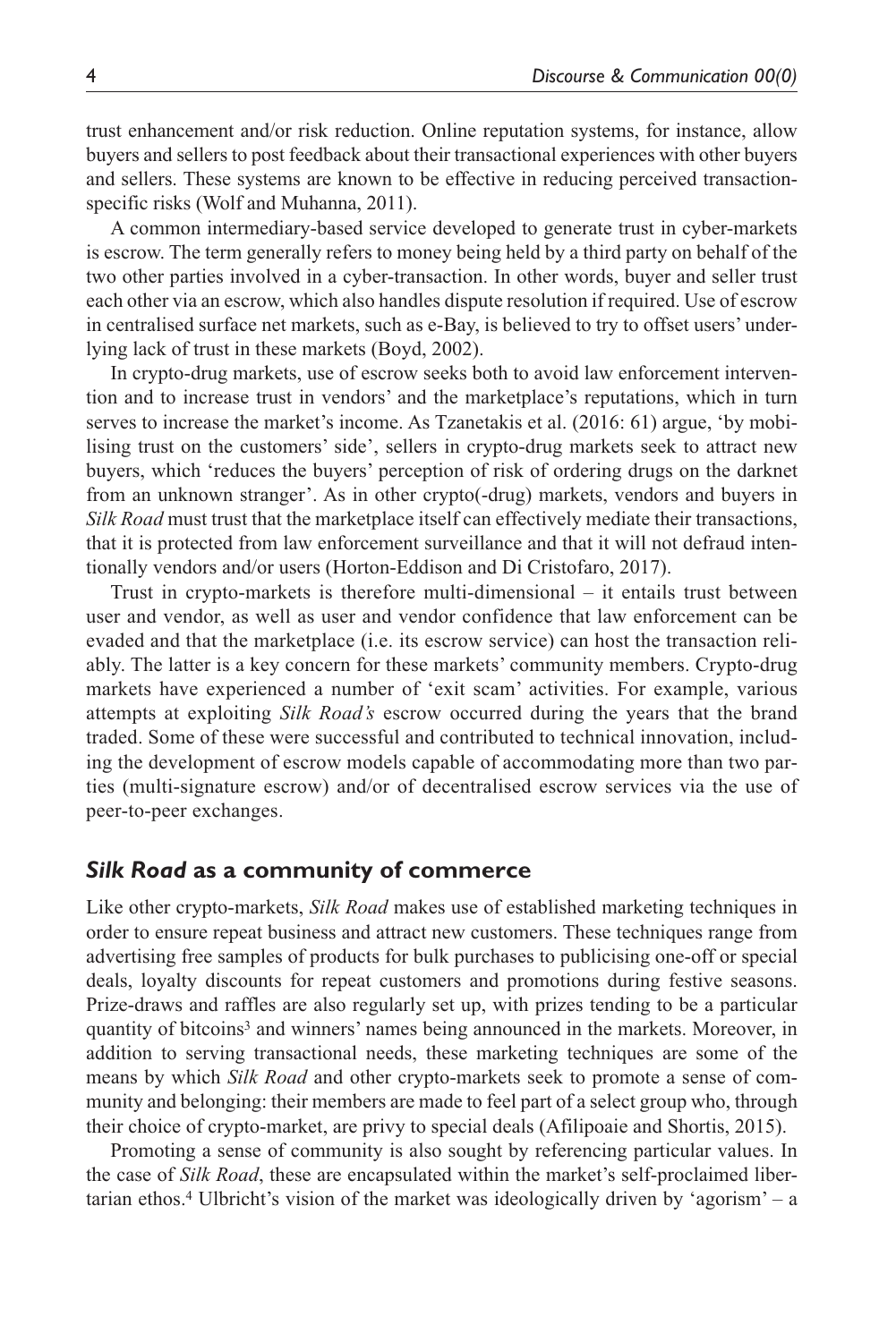trust enhancement and/or risk reduction. Online reputation systems, for instance, allow buyers and sellers to post feedback about their transactional experiences with other buyers and sellers. These systems are known to be effective in reducing perceived transaction-specific risks (Wolf and Muhanna, 2011).

A common intermediary-based service developed to generate trust in cyber-markets is escrow. The term generally refers to money being held by a third party on behalf of the two other parties involved in a cyber-transaction. In other words, buyer and seller trust each other via an escrow, which also handles dispute resolution if required. Use of escrow in centralised surface net markets, such as e-Bay, is believed to try to offset users' underlying lack of trust in these markets (Boyd, 2002).

In crypto-drug markets, use of escrow seeks both to avoid law enforcement intervention and to increase trust in vendors' and the marketplace's reputations, which in turn serves to increase the market's income. As Tzanetakis et al. (2016: 61) argue, 'by mobilising trust on the customers' side', sellers in crypto-drug markets seek to attract new buyers, which 'reduces the buyers' perception of risk of ordering drugs on the darknet from an unknown stranger'. As in other crypto(-drug) markets, vendors and buyers in *Silk Road* must trust that the marketplace itself can effectively mediate their transactions, that it is protected from law enforcement surveillance and that it will not defraud intentionally vendors and/or users (Horton-Eddison and Di Cristofaro, 2017).

Trust in crypto-markets is therefore multi-dimensional – it entails trust between user and vendor, as well as user and vendor confidence that law enforcement can be evaded and that the marketplace (i.e. its escrow service) can host the transaction reliably. The latter is a key concern for these markets' community members. Crypto-drug markets have experienced a number of 'exit scam' activities. For example, various attempts at exploiting *Silk Road's* escrow occurred during the years that the brand traded. Some of these were successful and contributed to technical innovation, including the development of escrow models capable of accommodating more than two parties (multi-signature escrow) and/or of decentralised escrow services via the use of peer-to-peer exchanges.

## *Silk Road* as a community of commerce

Like other crypto-markets, *Silk Road* makes use of established marketing techniques in order to ensure repeat business and attract new customers. These techniques range from advertising free samples of products for bulk purchases to publicising one-off or special deals, loyalty discounts for repeat customers and promotions during festive seasons. Prize-draws and raffles are also regularly set up, with prizes tending to be a particular quantity of bitcoins[3] and winners' names being announced in the markets. Moreover, in addition to serving transactional needs, these marketing techniques are some of the means by which *Silk Road* and other crypto-markets seek to promote a sense of community and belonging: their members are made to feel part of a select group who, through their choice of crypto-market, are privy to special deals (Afilipoaie and Shortis, 2015).

Promoting a sense of community is also sought by referencing particular values. In the case of *Silk Road*, these are encapsulated within the market's self-proclaimed libertarian ethos.[4] Ulbricht's vision of the market was ideologically driven by 'agorism' – a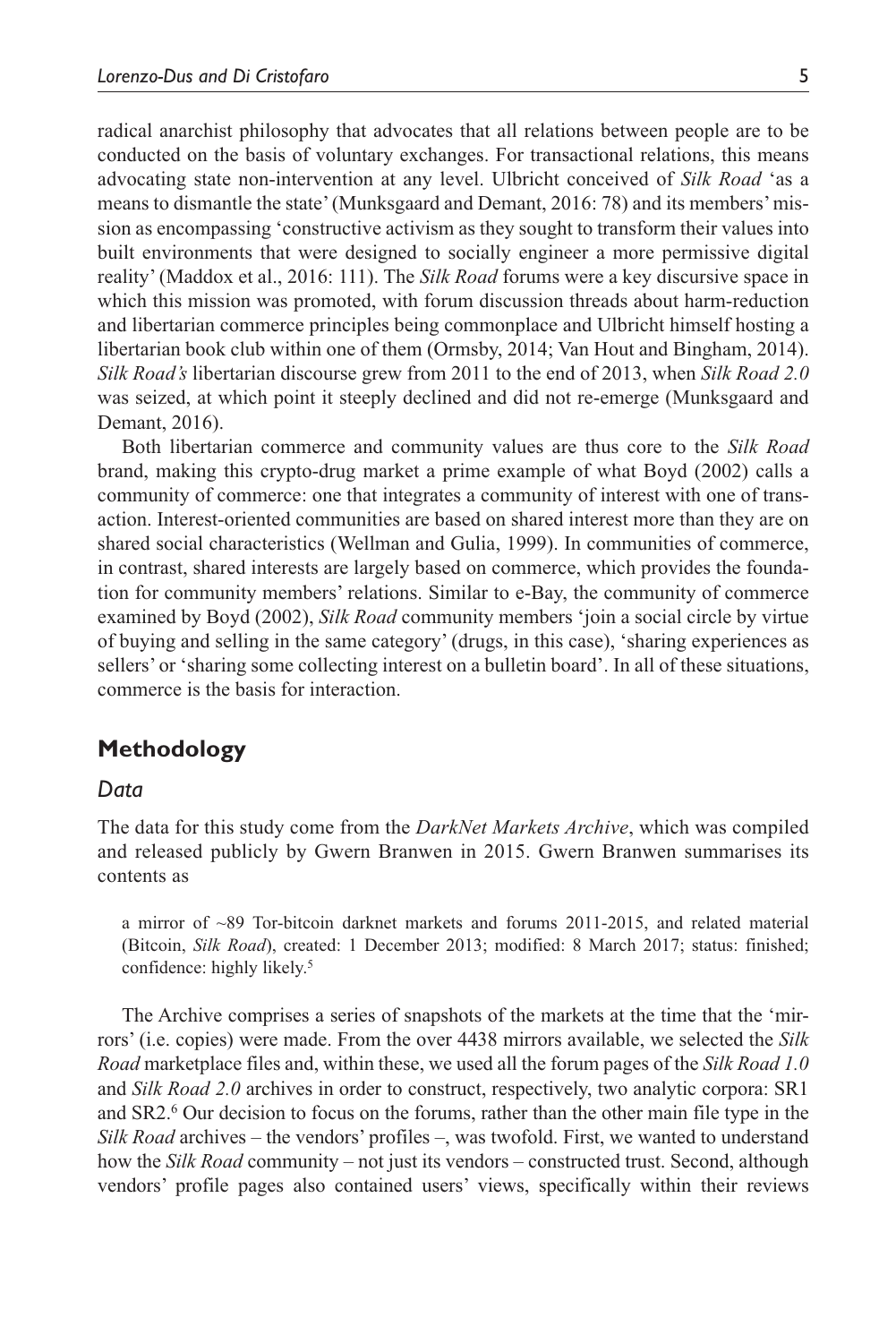radical anarchist philosophy that advocates that all relations between people are to be conducted on the basis of voluntary exchanges. For transactional relations, this means advocating state non-intervention at any level. Ulbricht conceived of *Silk Road* 'as a means to dismantle the state' (Munksgaard and Demant, 2016: 78) and its members' mission as encompassing 'constructive activism as they sought to transform their values into built environments that were designed to socially engineer a more permissive digital reality' (Maddox et al., 2016: 111). The *Silk Road* forums were a key discursive space in which this mission was promoted, with forum discussion threads about harm-reduction and libertarian commerce principles being commonplace and Ulbricht himself hosting a libertarian book club within one of them (Ormsby, 2014; Van Hout and Bingham, 2014). *Silk Road's* libertarian discourse grew from 2011 to the end of 2013, when *Silk Road 2.0* was seized, at which point it steeply declined and did not re-emerge (Munksgaard and Demant, 2016).

Both libertarian commerce and community values are thus core to the *Silk Road* brand, making this crypto-drug market a prime example of what Boyd (2002) calls a community of commerce: one that integrates a community of interest with one of transaction. Interest-oriented communities are based on shared interest more than they are on shared social characteristics (Wellman and Gulia, 1999). In communities of commerce, in contrast, shared interests are largely based on commerce, which provides the foundation for community members' relations. Similar to e-Bay, the community of commerce examined by Boyd (2002), *Silk Road* community members 'join a social circle by virtue of buying and selling in the same category' (drugs, in this case), 'sharing experiences as sellers' or 'sharing some collecting interest on a bulletin board'. In all of these situations, commerce is the basis for interaction.

## Methodology

### Data

The data for this study come from the *DarkNet Markets Archive*, which was compiled and released publicly by Gwern Branwen in 2015. Gwern Branwen summarises its contents as

> a mirror of ~89 Tor-bitcoin darknet markets and forums 2011-2015, and related material (Bitcoin, *Silk Road*), created: 1 December 2013; modified: 8 March 2017; status: finished; confidence: highly likely.[5]

The Archive comprises a series of snapshots of the markets at the time that the 'mirrors' (i.e. copies) were made. From the over 4438 mirrors available, we selected the *Silk Road* marketplace files and, within these, we used all the forum pages of the *Silk Road 1.0* and *Silk Road 2.0* archives in order to construct, respectively, two analytic corpora: SR1 and SR2.[6] Our decision to focus on the forums, rather than the other main file type in the *Silk Road* archives – the vendors' profiles –, was twofold. First, we wanted to understand how the *Silk Road* community – not just its vendors – constructed trust. Second, although vendors' profile pages also contained users' views, specifically within their reviews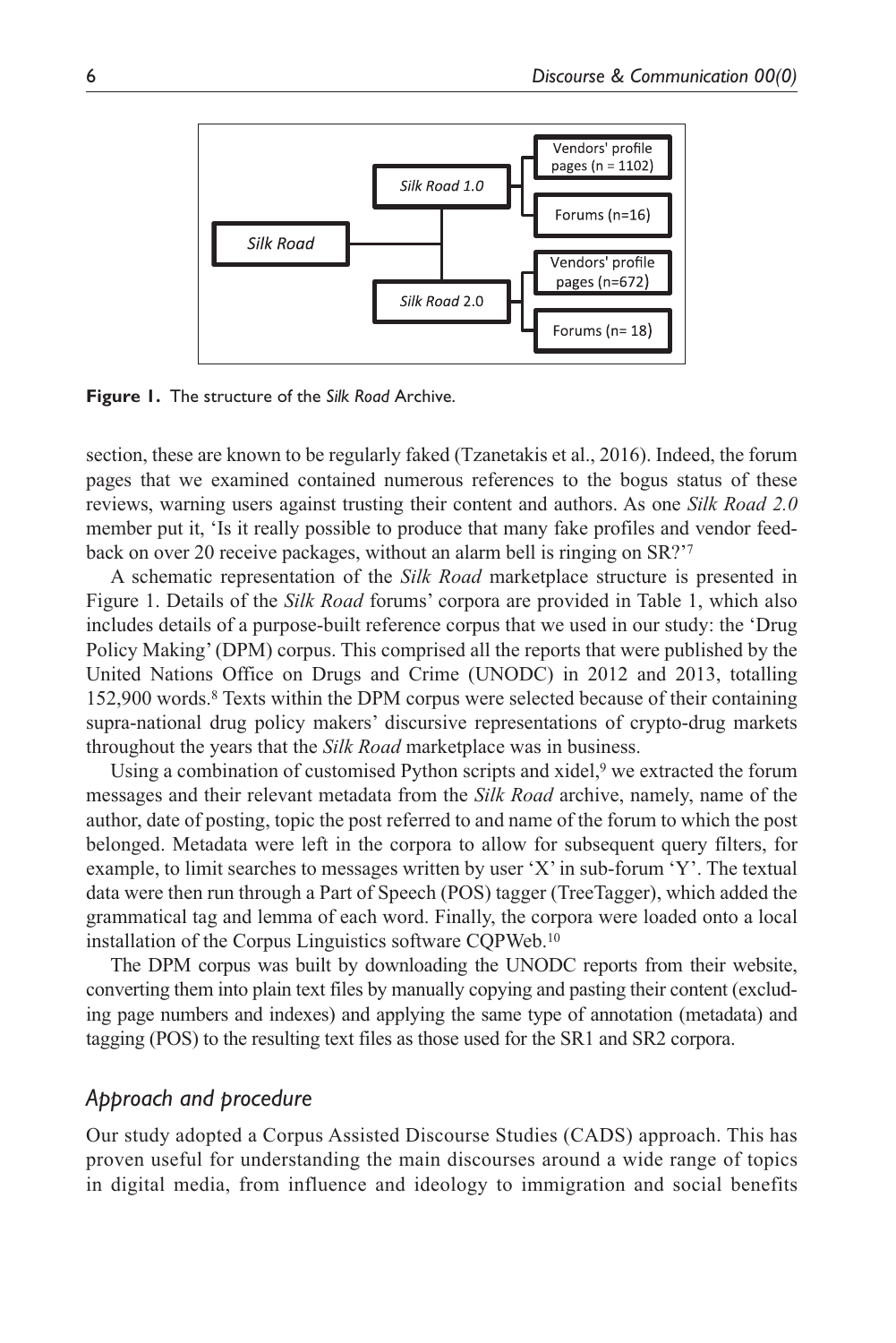Silk Road

Silk Road 1.0

Vendors' profile pages (n = 1102)

Forums (n=16)

Silk Road 2.0

Vendors' profile pages (n=672)

Forums (n= 18)

**Figure 1.** The structure of the *Silk Road* Archive.

section, these are known to be regularly faked (Tzanetakis et al., 2016). Indeed, the forum pages that we examined contained numerous references to the bogus status of these reviews, warning users against trusting their content and authors. As one *Silk Road 2.0* member put it, 'Is it really possible to produce that many fake profiles and vendor feedback on over 20 receive packages, without an alarm bell is ringing on SR?'[7]

A schematic representation of the *Silk Road* marketplace structure is presented in Figure 1. Details of the *Silk Road* forums' corpora are provided in Table 1, which also includes details of a purpose-built reference corpus that we used in our study: the 'Drug Policy Making' (DPM) corpus. This comprised all the reports that were published by the United Nations Office on Drugs and Crime (UNODC) in 2012 and 2013, totalling 152,900 words.[8] Texts within the DPM corpus were selected because of their containing supra-national drug policy makers' discursive representations of crypto-drug markets throughout the years that the *Silk Road* marketplace was in business.

Using a combination of customised Python scripts and xidel,[9] we extracted the forum messages and their relevant metadata from the *Silk Road* archive, namely, name of the author, date of posting, topic the post referred to and name of the forum to which the post belonged. Metadata were left in the corpora to allow for subsequent query filters, for example, to limit searches to messages written by user 'X' in sub-forum 'Y'. The textual data were then run through a Part of Speech (POS) tagger (TreeTagger), which added the grammatical tag and lemma of each word. Finally, the corpora were loaded onto a local installation of the Corpus Linguistics software CQPWeb.[10]

The DPM corpus was built by downloading the UNODC reports from their website, converting them into plain text files by manually copying and pasting their content (excluding page numbers and indexes) and applying the same type of annotation (metadata) and tagging (POS) to the resulting text files as those used for the SR1 and SR2 corpora.

## *Approach and procedure*

Our study adopted a Corpus Assisted Discourse Studies (CADS) approach. This has proven useful for understanding the main discourses around a wide range of topics in digital media, from influence and ideology to immigration and social benefits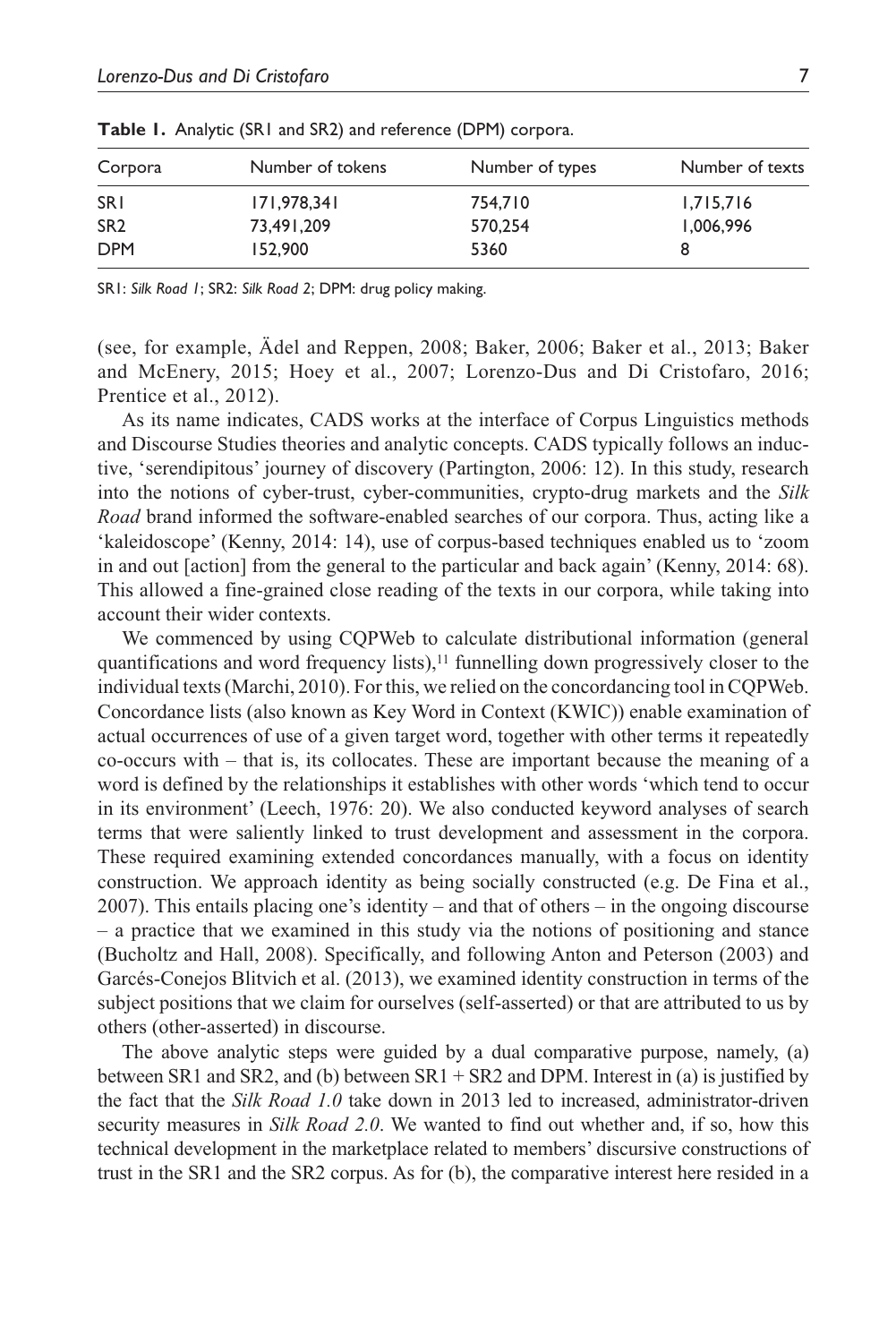**Table 1.** Analytic (SR1 and SR2) and reference (DPM) corpora.

| Corpora | Number of tokens | Number of types | Number of texts |
|---|---|---|---|
| SR1 | 171,978,341 | 754,710 | 1,715,716 |
| SR2 | 73,491,209 | 570,254 | 1,006,996 |
| DPM | 152,900 | 5360 | 8 |

SR1: *Silk Road 1*; SR2: *Silk Road 2*; DPM: drug policy making.

(see, for example, Ädel and Reppen, 2008; Baker, 2006; Baker et al., 2013; Baker and McEnery, 2015; Hoey et al., 2007; Lorenzo-Dus and Di Cristofaro, 2016; Prentice et al., 2012).

As its name indicates, CADS works at the interface of Corpus Linguistics methods and Discourse Studies theories and analytic concepts. CADS typically follows an inductive, 'serendipitous' journey of discovery (Partington, 2006: 12). In this study, research into the notions of cyber-trust, cyber-communities, crypto-drug markets and the *Silk Road* brand informed the software-enabled searches of our corpora. Thus, acting like a 'kaleidoscope' (Kenny, 2014: 14), use of corpus-based techniques enabled us to 'zoom in and out [action] from the general to the particular and back again' (Kenny, 2014: 68). This allowed a fine-grained close reading of the texts in our corpora, while taking into account their wider contexts.

We commenced by using CQPWeb to calculate distributional information (general quantifications and word frequency lists),[11] funnelling down progressively closer to the individual texts (Marchi, 2010). For this, we relied on the concordancing tool in CQPWeb. Concordance lists (also known as Key Word in Context (KWIC)) enable examination of actual occurrences of use of a given target word, together with other terms it repeatedly co-occurs with – that is, its collocates. These are important because the meaning of a word is defined by the relationships it establishes with other words 'which tend to occur in its environment' (Leech, 1976: 20). We also conducted keyword analyses of search terms that were saliently linked to trust development and assessment in the corpora. These required examining extended concordances manually, with a focus on identity construction. We approach identity as being socially constructed (e.g. De Fina et al., 2007). This entails placing one's identity – and that of others – in the ongoing discourse – a practice that we examined in this study via the notions of positioning and stance (Bucholtz and Hall, 2008). Specifically, and following Anton and Peterson (2003) and Garcés-Conejos Blitvich et al. (2013), we examined identity construction in terms of the subject positions that we claim for ourselves (self-asserted) or that are attributed to us by others (other-asserted) in discourse.

The above analytic steps were guided by a dual comparative purpose, namely, (a) between SR1 and SR2, and (b) between SR1 + SR2 and DPM. Interest in (a) is justified by the fact that the *Silk Road 1.0* take down in 2013 led to increased, administrator-driven security measures in *Silk Road 2.0*. We wanted to find out whether and, if so, how this technical development in the marketplace related to members' discursive constructions of trust in the SR1 and the SR2 corpus. As for (b), the comparative interest here resided in a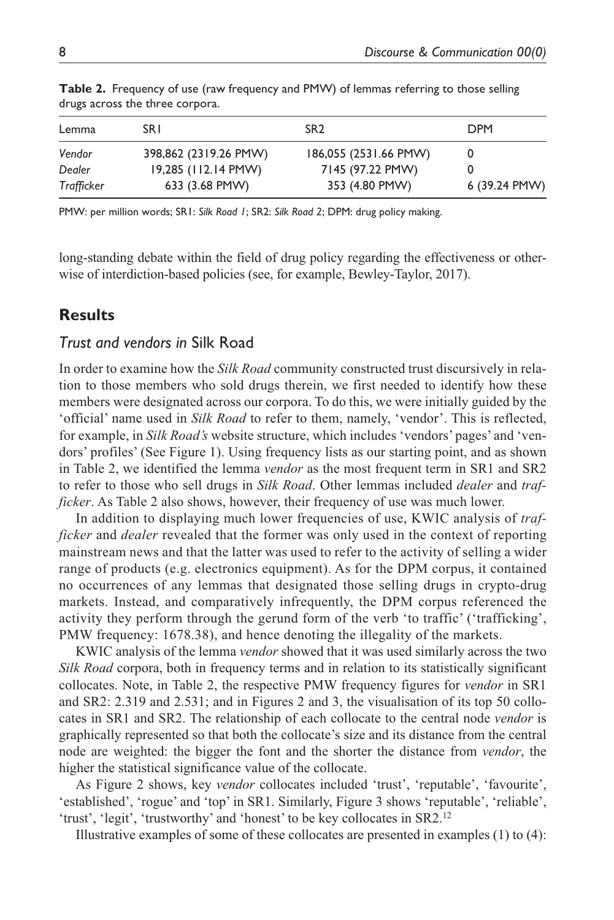**Table 2.** Frequency of use (raw frequency and PMW) of lemmas referring to those selling drugs across the three corpora.

| Lemma | SR1 | SR2 | DPM |
|---|---|---|---|
| *Vendor* | 398,862 (2319.26 PMW) | 186,055 (2531.66 PMW) | 0 |
| *Dealer* | 19,285 (112.14 PMW) | 7145 (97.22 PMW) | 0 |
| *Trafficker* | 633 (3.68 PMW) | 353 (4.80 PMW) | 6 (39.24 PMW) |

PMW: per million words; SR1: *Silk Road 1*; SR2: *Silk Road 2*; DPM: drug policy making.

long-standing debate within the field of drug policy regarding the effectiveness or otherwise of interdiction-based policies (see, for example, Bewley-Taylor, 2017).

## Results

### Trust and vendors in *Silk Road*

In order to examine how the *Silk Road* community constructed trust discursively in relation to those members who sold drugs therein, we first needed to identify how these members were designated across our corpora. To do this, we were initially guided by the 'official' name used in *Silk Road* to refer to them, namely, 'vendor'. This is reflected, for example, in *Silk Road's* website structure, which includes 'vendors' pages' and 'vendors' profiles' (See Figure 1). Using frequency lists as our starting point, and as shown in Table 2, we identified the lemma *vendor* as the most frequent term in SR1 and SR2 to refer to those who sell drugs in *Silk Road*. Other lemmas included *dealer* and *trafficker*. As Table 2 also shows, however, their frequency of use was much lower.

In addition to displaying much lower frequencies of use, KWIC analysis of *trafficker* and *dealer* revealed that the former was only used in the context of reporting mainstream news and that the latter was used to refer to the activity of selling a wider range of products (e.g. electronics equipment). As for the DPM corpus, it contained no occurrences of any lemmas that designated those selling drugs in crypto-drug markets. Instead, and comparatively infrequently, the DPM corpus referenced the activity they perform through the gerund form of the verb 'to traffic' ('trafficking', PMW frequency: 1678.38), and hence denoting the illegality of the markets.

KWIC analysis of the lemma *vendor* showed that it was used similarly across the two *Silk Road* corpora, both in frequency terms and in relation to its statistically significant collocates. Note, in Table 2, the respective PMW frequency figures for *vendor* in SR1 and SR2: 2.319 and 2.531; and in Figures 2 and 3, the visualisation of its top 50 collocates in SR1 and SR2. The relationship of each collocate to the central node *vendor* is graphically represented so that both the collocate's size and its distance from the central node are weighted: the bigger the font and the shorter the distance from *vendor*, the higher the statistical significance value of the collocate.

As Figure 2 shows, key *vendor* collocates included 'trust', 'reputable', 'favourite', 'established', 'rogue' and 'top' in SR1. Similarly, Figure 3 shows 'reputable', 'reliable', 'trust', 'legit', 'trustworthy' and 'honest' to be key collocates in SR2.[12]

Illustrative examples of some of these collocates are presented in examples (1) to (4):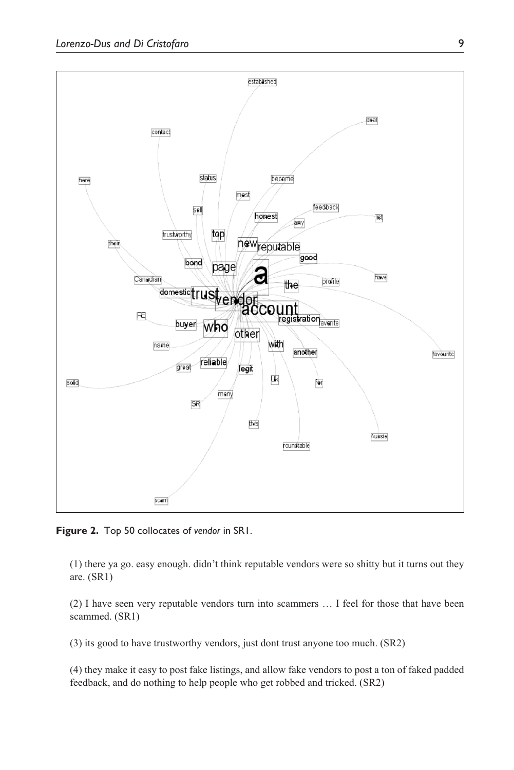**Figure 2.** Top 50 collocates of *vendor* in SR1.

(1) there ya go. easy enough. didn't think reputable vendors were so shitty but it turns out they are. (SR1)

(2) I have seen very reputable vendors turn into scammers … I feel for those that have been scammed. (SR1)

(3) its good to have trustworthy vendors, just dont trust anyone too much. (SR2)

(4) they make it easy to post fake listings, and allow fake vendors to post a ton of faked padded feedback, and do nothing to help people who get robbed and tricked. (SR2)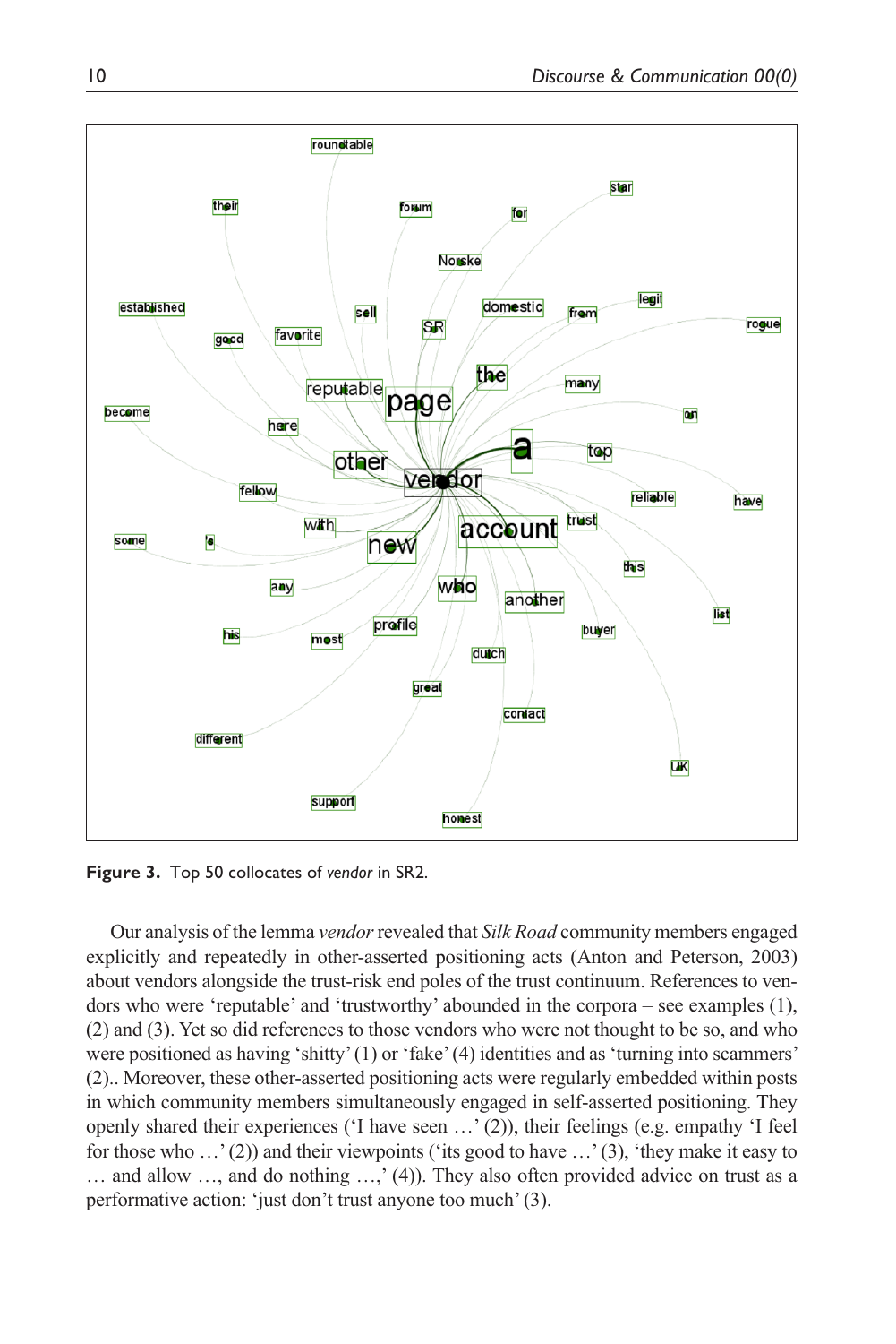**Figure 3.** Top 50 collocates of *vendor* in SR2.

Our analysis of the lemma *vendor* revealed that *Silk Road* community members engaged explicitly and repeatedly in other-asserted positioning acts (Anton and Peterson, 2003) about vendors alongside the trust-risk end poles of the trust continuum. References to vendors who were 'reputable' and 'trustworthy' abounded in the corpora – see examples (1), (2) and (3). Yet so did references to those vendors who were not thought to be so, and who were positioned as having 'shitty' (1) or 'fake' (4) identities and as 'turning into scammers' (2).. Moreover, these other-asserted positioning acts were regularly embedded within posts in which community members simultaneously engaged in self-asserted positioning. They openly shared their experiences ('I have seen …' (2)), their feelings (e.g. empathy 'I feel for those who …' (2)) and their viewpoints ('its good to have …' (3), 'they make it easy to … and allow …, and do nothing …,' (4)). They also often provided advice on trust as a performative action: 'just don't trust anyone too much' (3).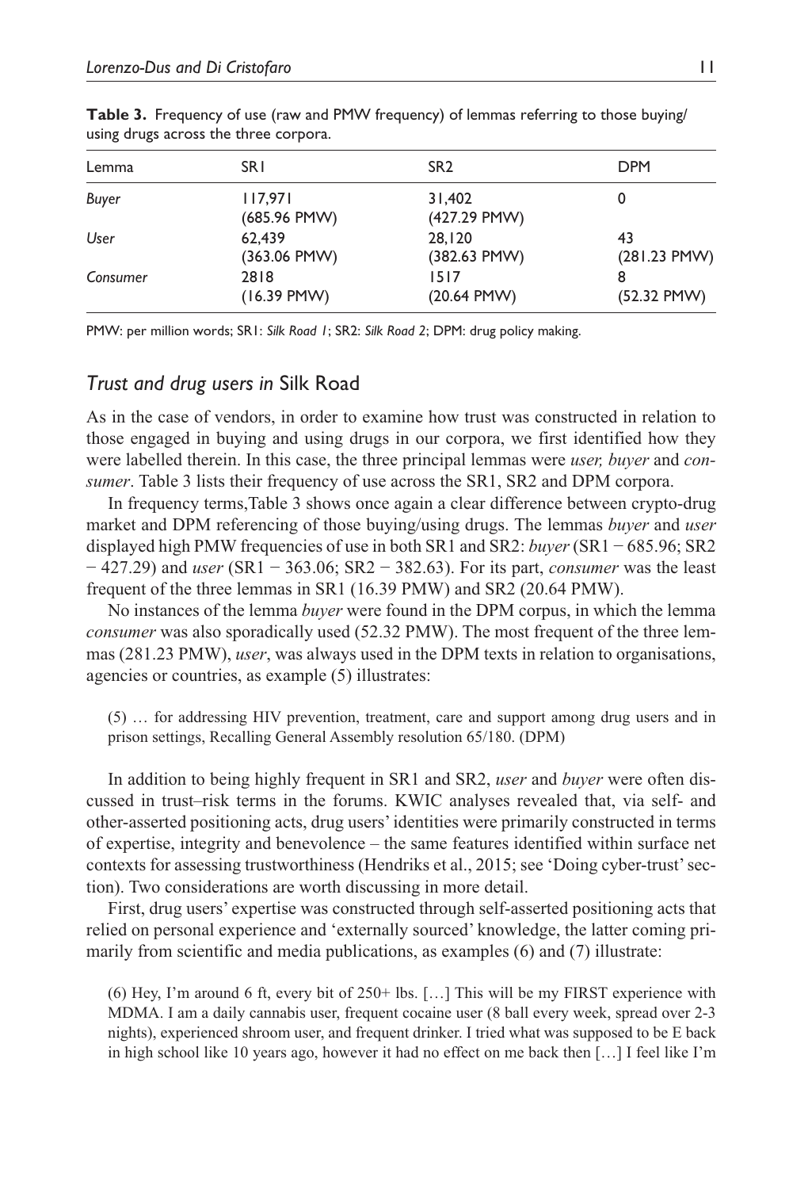**Table 3.** Frequency of use (raw and PMW frequency) of lemmas referring to those buying/using drugs across the three corpora.

| Lemma | SR1 | SR2 | DPM |
|---|---|---|---|
| *Buyer* | 117,971 (685.96 PMW) | 31,402 (427.29 PMW) | 0 |
| *User* | 62,439 (363.06 PMW) | 28,120 (382.63 PMW) | 43 (281.23 PMW) |
| *Consumer* | 2818 (16.39 PMW) | 1517 (20.64 PMW) | 8 (52.32 PMW) |

PMW: per million words; SR1: *Silk Road 1*; SR2: *Silk Road 2*; DPM: drug policy making.

## *Trust and drug users in* Silk Road

As in the case of vendors, in order to examine how trust was constructed in relation to those engaged in buying and using drugs in our corpora, we first identified how they were labelled therein. In this case, the three principal lemmas were *user, buyer* and *consumer*. Table 3 lists their frequency of use across the SR1, SR2 and DPM corpora.

In frequency terms, Table 3 shows once again a clear difference between crypto-drug market and DPM referencing of those buying/using drugs. The lemmas *buyer* and *user* displayed high PMW frequencies of use in both SR1 and SR2: *buyer* (SR1 − 685.96; SR2 − 427.29) and *user* (SR1 − 363.06; SR2 − 382.63). For its part, *consumer* was the least frequent of the three lemmas in SR1 (16.39 PMW) and SR2 (20.64 PMW).

No instances of the lemma *buyer* were found in the DPM corpus, in which the lemma *consumer* was also sporadically used (52.32 PMW). The most frequent of the three lemmas (281.23 PMW), *user*, was always used in the DPM texts in relation to organisations, agencies or countries, as example (5) illustrates:

> (5) … for addressing HIV prevention, treatment, care and support among drug users and in prison settings, Recalling General Assembly resolution 65/180. (DPM)

In addition to being highly frequent in SR1 and SR2, *user* and *buyer* were often discussed in trust–risk terms in the forums. KWIC analyses revealed that, via self- and other-asserted positioning acts, drug users' identities were primarily constructed in terms of expertise, integrity and benevolence – the same features identified within surface net contexts for assessing trustworthiness (Hendriks et al., 2015; see 'Doing cyber-trust' section). Two considerations are worth discussing in more detail.

First, drug users' expertise was constructed through self-asserted positioning acts that relied on personal experience and 'externally sourced' knowledge, the latter coming primarily from scientific and media publications, as examples (6) and (7) illustrate:

> (6) Hey, I'm around 6 ft, every bit of 250+ lbs. […] This will be my FIRST experience with MDMA. I am a daily cannabis user, frequent cocaine user (8 ball every week, spread over 2-3 nights), experienced shroom user, and frequent drinker. I tried what was supposed to be E back in high school like 10 years ago, however it had no effect on me back then […] I feel like I'm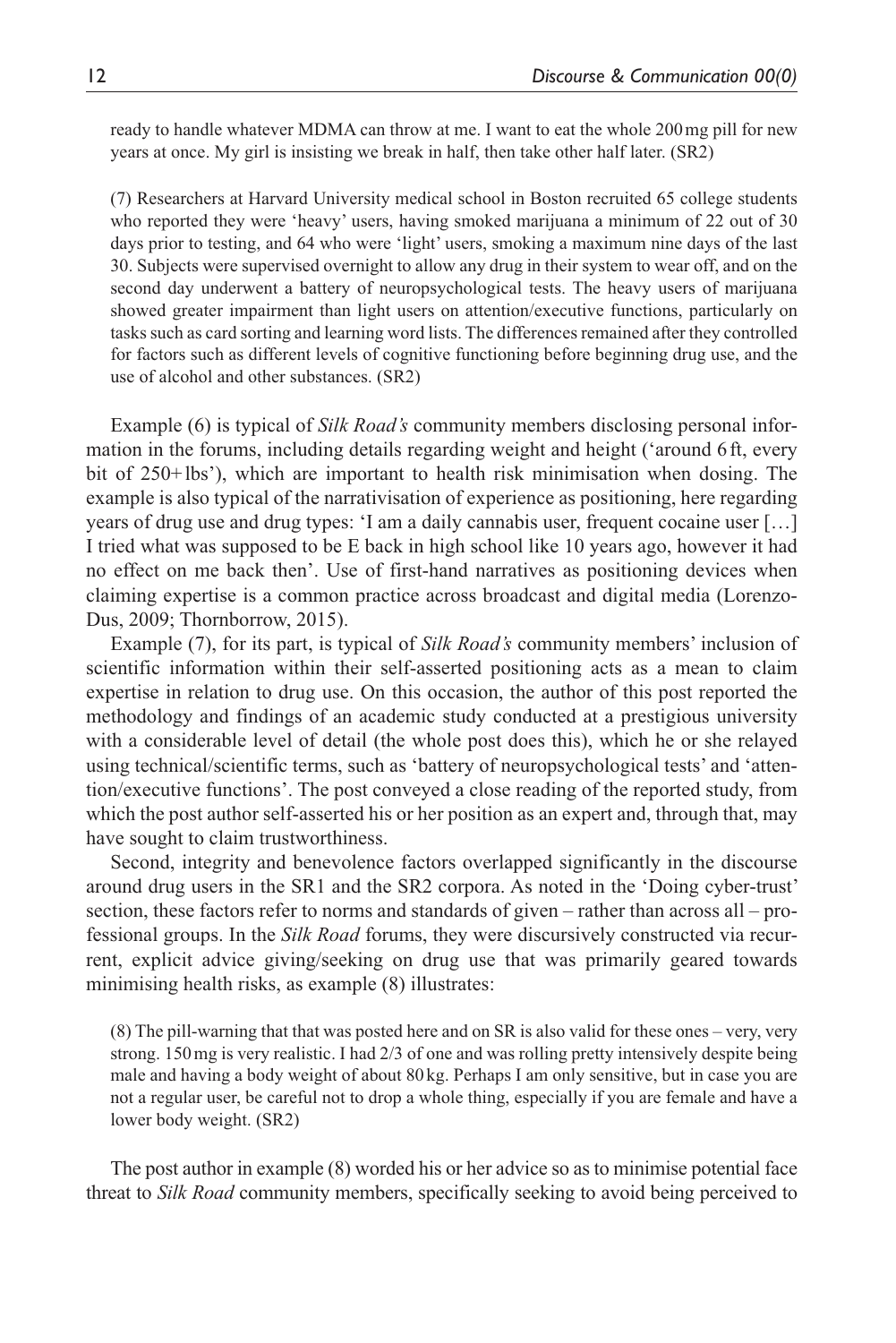ready to handle whatever MDMA can throw at me. I want to eat the whole 200 mg pill for new years at once. My girl is insisting we break in half, then take other half later. (SR2)

(7) Researchers at Harvard University medical school in Boston recruited 65 college students who reported they were 'heavy' users, having smoked marijuana a minimum of 22 out of 30 days prior to testing, and 64 who were 'light' users, smoking a maximum nine days of the last 30. Subjects were supervised overnight to allow any drug in their system to wear off, and on the second day underwent a battery of neuropsychological tests. The heavy users of marijuana showed greater impairment than light users on attention/executive functions, particularly on tasks such as card sorting and learning word lists. The differences remained after they controlled for factors such as different levels of cognitive functioning before beginning drug use, and the use of alcohol and other substances. (SR2)

Example (6) is typical of *Silk Road's* community members disclosing personal information in the forums, including details regarding weight and height ('around 6 ft, every bit of 250+ lbs'), which are important to health risk minimisation when dosing. The example is also typical of the narrativisation of experience as positioning, here regarding years of drug use and drug types: 'I am a daily cannabis user, frequent cocaine user […] I tried what was supposed to be E back in high school like 10 years ago, however it had no effect on me back then'. Use of first-hand narratives as positioning devices when claiming expertise is a common practice across broadcast and digital media (Lorenzo-Dus, 2009; Thornborrow, 2015).

Example (7), for its part, is typical of *Silk Road's* community members' inclusion of scientific information within their self-asserted positioning acts as a mean to claim expertise in relation to drug use. On this occasion, the author of this post reported the methodology and findings of an academic study conducted at a prestigious university with a considerable level of detail (the whole post does this), which he or she relayed using technical/scientific terms, such as 'battery of neuropsychological tests' and 'attention/executive functions'. The post conveyed a close reading of the reported study, from which the post author self-asserted his or her position as an expert and, through that, may have sought to claim trustworthiness.

Second, integrity and benevolence factors overlapped significantly in the discourse around drug users in the SR1 and the SR2 corpora. As noted in the 'Doing cyber-trust' section, these factors refer to norms and standards of given – rather than across all – professional groups. In the *Silk Road* forums, they were discursively constructed via recurrent, explicit advice giving/seeking on drug use that was primarily geared towards minimising health risks, as example (8) illustrates:

(8) The pill-warning that that was posted here and on SR is also valid for these ones – very, very strong. 150 mg is very realistic. I had 2/3 of one and was rolling pretty intensively despite being male and having a body weight of about 80 kg. Perhaps I am only sensitive, but in case you are not a regular user, be careful not to drop a whole thing, especially if you are female and have a lower body weight. (SR2)

The post author in example (8) worded his or her advice so as to minimise potential face threat to *Silk Road* community members, specifically seeking to avoid being perceived to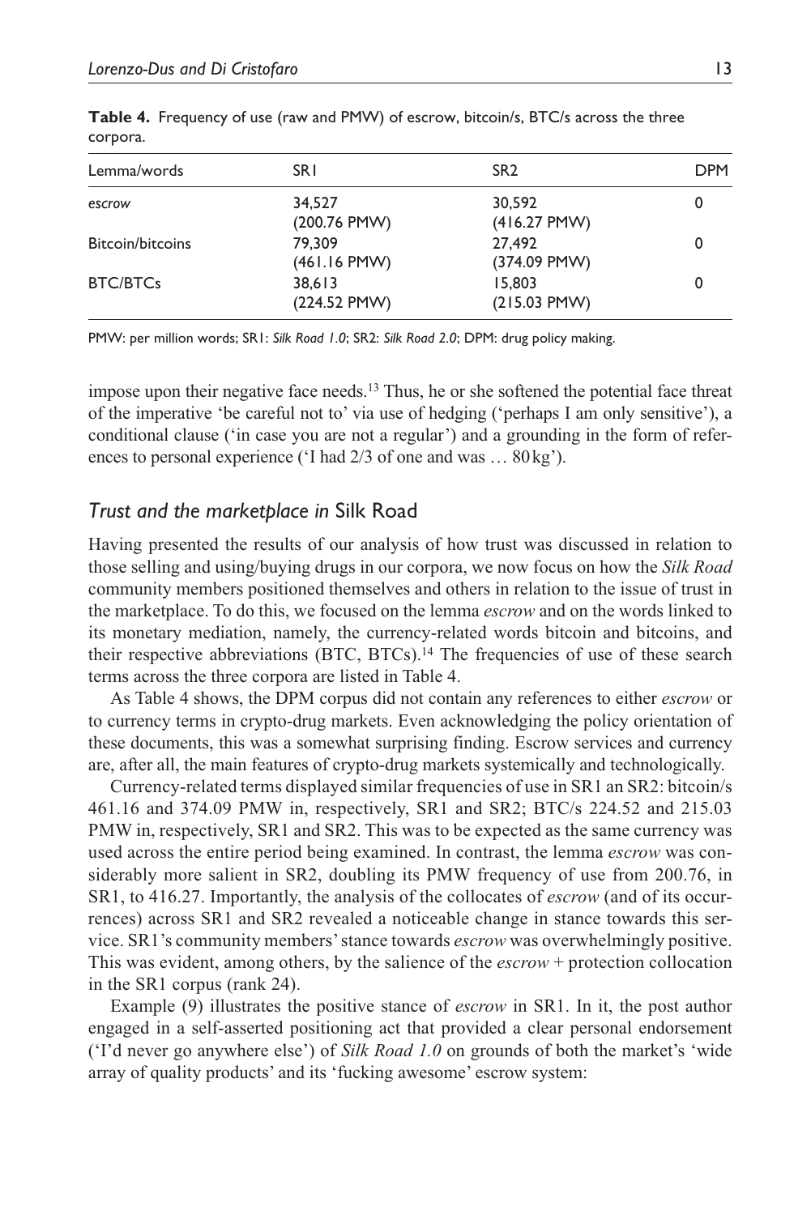**Table 4.** Frequency of use (raw and PMW) of escrow, bitcoin/s, BTC/s across the three corpora.

| Lemma/words | SR1 | SR2 | DPM |
|---|---|---|---|
| *escrow* | 34,527 (200.76 PMW) | 30,592 (416.27 PMW) | 0 |
| Bitcoin/bitcoins | 79,309 (461.16 PMW) | 27,492 (374.09 PMW) | 0 |
| BTC/BTCs | 38,613 (224.52 PMW) | 15,803 (215.03 PMW) | 0 |

PMW: per million words; SR1: *Silk Road 1.0*; SR2: *Silk Road 2.0*; DPM: drug policy making.

impose upon their negative face needs.[13] Thus, he or she softened the potential face threat of the imperative 'be careful not to' via use of hedging ('perhaps I am only sensitive'), a conditional clause ('in case you are not a regular') and a grounding in the form of references to personal experience ('I had 2/3 of one and was … 80 kg').

## *Trust and the marketplace in* Silk Road

Having presented the results of our analysis of how trust was discussed in relation to those selling and using/buying drugs in our corpora, we now focus on how the *Silk Road* community members positioned themselves and others in relation to the issue of trust in the marketplace. To do this, we focused on the lemma *escrow* and on the words linked to its monetary mediation, namely, the currency-related words bitcoin and bitcoins, and their respective abbreviations (BTC, BTCs).[14] The frequencies of use of these search terms across the three corpora are listed in Table 4.

As Table 4 shows, the DPM corpus did not contain any references to either *escrow* or to currency terms in crypto-drug markets. Even acknowledging the policy orientation of these documents, this was a somewhat surprising finding. Escrow services and currency are, after all, the main features of crypto-drug markets systemically and technologically.

Currency-related terms displayed similar frequencies of use in SR1 an SR2: bitcoin/s 461.16 and 374.09 PMW in, respectively, SR1 and SR2; BTC/s 224.52 and 215.03 PMW in, respectively, SR1 and SR2. This was to be expected as the same currency was used across the entire period being examined. In contrast, the lemma *escrow* was considerably more salient in SR2, doubling its PMW frequency of use from 200.76, in SR1, to 416.27. Importantly, the analysis of the collocates of *escrow* (and of its occurrences) across SR1 and SR2 revealed a noticeable change in stance towards this service. SR1's community members' stance towards *escrow* was overwhelmingly positive. This was evident, among others, by the salience of the *escrow* + protection collocation in the SR1 corpus (rank 24).

Example (9) illustrates the positive stance of *escrow* in SR1. In it, the post author engaged in a self-asserted positioning act that provided a clear personal endorsement ('I'd never go anywhere else') of *Silk Road 1.0* on grounds of both the market's 'wide array of quality products' and its 'fucking awesome' escrow system: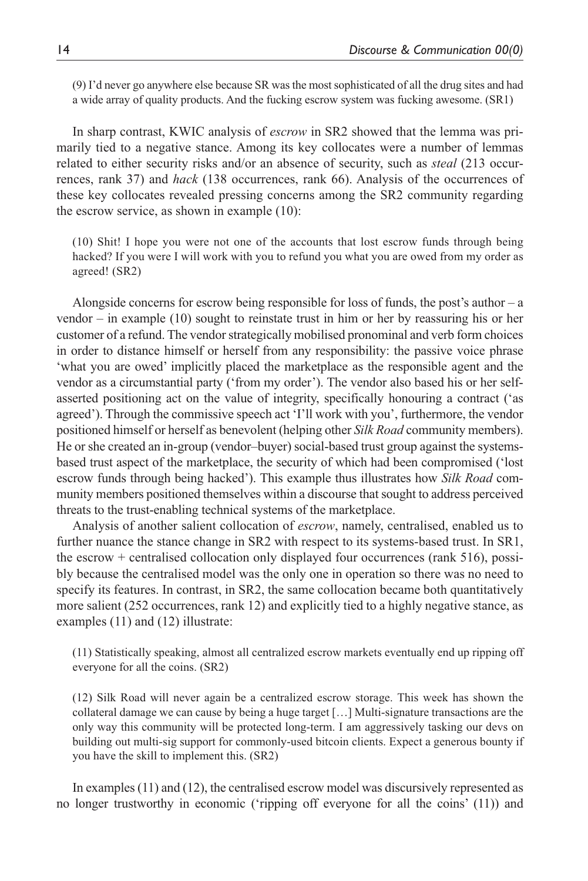(9) I'd never go anywhere else because SR was the most sophisticated of all the drug sites and had a wide array of quality products. And the fucking escrow system was fucking awesome. (SR1)

In sharp contrast, KWIC analysis of *escrow* in SR2 showed that the lemma was primarily tied to a negative stance. Among its key collocates were a number of lemmas related to either security risks and/or an absence of security, such as *steal* (213 occurrences, rank 37) and *hack* (138 occurrences, rank 66). Analysis of the occurrences of these key collocates revealed pressing concerns among the SR2 community regarding the escrow service, as shown in example (10):

(10) Shit! I hope you were not one of the accounts that lost escrow funds through being hacked? If you were I will work with you to refund you what you are owed from my order as agreed! (SR2)

Alongside concerns for escrow being responsible for loss of funds, the post's author – a vendor – in example (10) sought to reinstate trust in him or her by reassuring his or her customer of a refund. The vendor strategically mobilised pronominal and verb form choices in order to distance himself or herself from any responsibility: the passive voice phrase 'what you are owed' implicitly placed the marketplace as the responsible agent and the vendor as a circumstantial party ('from my order'). The vendor also based his or her self-asserted positioning act on the value of integrity, specifically honouring a contract ('as agreed'). Through the commissive speech act 'I'll work with you', furthermore, the vendor positioned himself or herself as benevolent (helping other *Silk Road* community members). He or she created an in-group (vendor–buyer) social-based trust group against the systems-based trust aspect of the marketplace, the security of which had been compromised ('lost escrow funds through being hacked'). This example thus illustrates how *Silk Road* community members positioned themselves within a discourse that sought to address perceived threats to the trust-enabling technical systems of the marketplace.

Analysis of another salient collocation of *escrow*, namely, centralised, enabled us to further nuance the stance change in SR2 with respect to its systems-based trust. In SR1, the escrow + centralised collocation only displayed four occurrences (rank 516), possibly because the centralised model was the only one in operation so there was no need to specify its features. In contrast, in SR2, the same collocation became both quantitatively more salient (252 occurrences, rank 12) and explicitly tied to a highly negative stance, as examples (11) and (12) illustrate:

(11) Statistically speaking, almost all centralized escrow markets eventually end up ripping off everyone for all the coins. (SR2)

(12) Silk Road will never again be a centralized escrow storage. This week has shown the collateral damage we can cause by being a huge target […] Multi-signature transactions are the only way this community will be protected long-term. I am aggressively tasking our devs on building out multi-sig support for commonly-used bitcoin clients. Expect a generous bounty if you have the skill to implement this. (SR2)

In examples (11) and (12), the centralised escrow model was discursively represented as no longer trustworthy in economic ('ripping off everyone for all the coins' (11)) and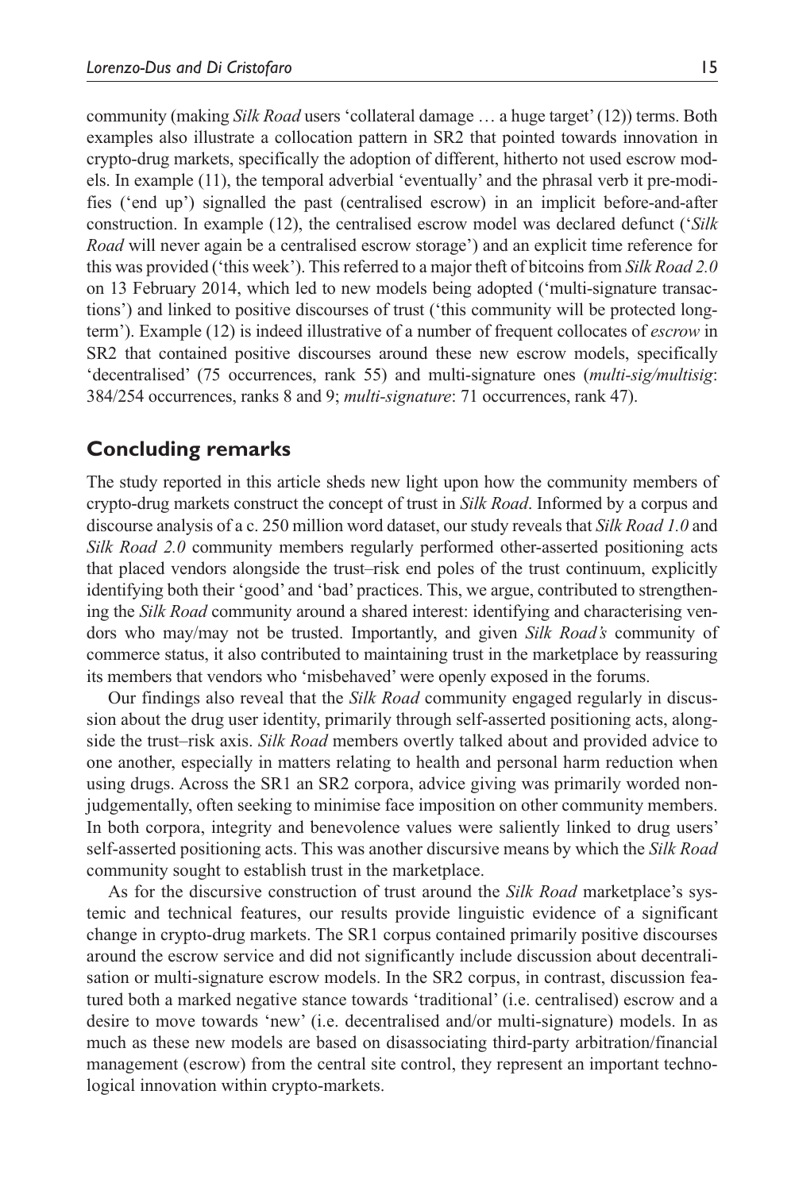community (making *Silk Road* users 'collateral damage … a huge target' (12)) terms. Both examples also illustrate a collocation pattern in SR2 that pointed towards innovation in crypto-drug markets, specifically the adoption of different, hitherto not used escrow models. In example (11), the temporal adverbial 'eventually' and the phrasal verb it pre-modifies ('end up') signalled the past (centralised escrow) in an implicit before-and-after construction. In example (12), the centralised escrow model was declared defunct ('*Silk Road* will never again be a centralised escrow storage') and an explicit time reference for this was provided ('this week'). This referred to a major theft of bitcoins from *Silk Road 2.0* on 13 February 2014, which led to new models being adopted ('multi-signature transactions') and linked to positive discourses of trust ('this community will be protected long-term'). Example (12) is indeed illustrative of a number of frequent collocates of *escrow* in SR2 that contained positive discourses around these new escrow models, specifically 'decentralised' (75 occurrences, rank 55) and multi-signature ones (*multi-sig/multisig*: 384/254 occurrences, ranks 8 and 9; *multi-signature*: 71 occurrences, rank 47).

## Concluding remarks

The study reported in this article sheds new light upon how the community members of crypto-drug markets construct the concept of trust in *Silk Road*. Informed by a corpus and discourse analysis of a c. 250 million word dataset, our study reveals that *Silk Road 1.0* and *Silk Road 2.0* community members regularly performed other-asserted positioning acts that placed vendors alongside the trust–risk end poles of the trust continuum, explicitly identifying both their 'good' and 'bad' practices. This, we argue, contributed to strengthening the *Silk Road* community around a shared interest: identifying and characterising vendors who may/may not be trusted. Importantly, and given *Silk Road's* community of commerce status, it also contributed to maintaining trust in the marketplace by reassuring its members that vendors who 'misbehaved' were openly exposed in the forums.

Our findings also reveal that the *Silk Road* community engaged regularly in discussion about the drug user identity, primarily through self-asserted positioning acts, alongside the trust–risk axis. *Silk Road* members overtly talked about and provided advice to one another, especially in matters relating to health and personal harm reduction when using drugs. Across the SR1 an SR2 corpora, advice giving was primarily worded non-judgementally, often seeking to minimise face imposition on other community members. In both corpora, integrity and benevolence values were saliently linked to drug users' self-asserted positioning acts. This was another discursive means by which the *Silk Road* community sought to establish trust in the marketplace.

As for the discursive construction of trust around the *Silk Road* marketplace's systemic and technical features, our results provide linguistic evidence of a significant change in crypto-drug markets. The SR1 corpus contained primarily positive discourses around the escrow service and did not significantly include discussion about decentralisation or multi-signature escrow models. In the SR2 corpus, in contrast, discussion featured both a marked negative stance towards 'traditional' (i.e. centralised) escrow and a desire to move towards 'new' (i.e. decentralised and/or multi-signature) models. In as much as these new models are based on disassociating third-party arbitration/financial management (escrow) from the central site control, they represent an important technological innovation within crypto-markets.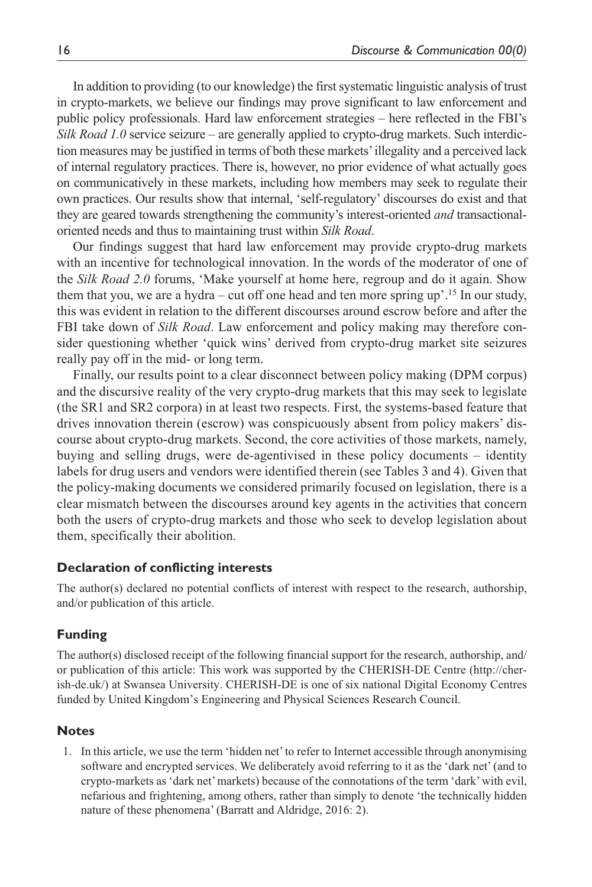In addition to providing (to our knowledge) the first systematic linguistic analysis of trust in crypto-markets, we believe our findings may prove significant to law enforcement and public policy professionals. Hard law enforcement strategies – here reflected in the FBI's *Silk Road 1.0* service seizure – are generally applied to crypto-drug markets. Such interdiction measures may be justified in terms of both these markets' illegality and a perceived lack of internal regulatory practices. There is, however, no prior evidence of what actually goes on communicatively in these markets, including how members may seek to regulate their own practices. Our results show that internal, 'self-regulatory' discourses do exist and that they are geared towards strengthening the community's interest-oriented *and* transactional-oriented needs and thus to maintaining trust within *Silk Road*.

Our findings suggest that hard law enforcement may provide crypto-drug markets with an incentive for technological innovation. In the words of the moderator of one of the *Silk Road 2.0* forums, 'Make yourself at home here, regroup and do it again. Show them that you, we are a hydra – cut off one head and ten more spring up'.[15] In our study, this was evident in relation to the different discourses around escrow before and after the FBI take down of *Silk Road*. Law enforcement and policy making may therefore consider questioning whether 'quick wins' derived from crypto-drug market site seizures really pay off in the mid- or long term.

Finally, our results point to a clear disconnect between policy making (DPM corpus) and the discursive reality of the very crypto-drug markets that this may seek to legislate (the SR1 and SR2 corpora) in at least two respects. First, the systems-based feature that drives innovation therein (escrow) was conspicuously absent from policy makers' discourse about crypto-drug markets. Second, the core activities of those markets, namely, buying and selling drugs, were de-agentivised in these policy documents – identity labels for drug users and vendors were identified therein (see Tables 3 and 4). Given that the policy-making documents we considered primarily focused on legislation, there is a clear mismatch between the discourses around key agents in the activities that concern both the users of crypto-drug markets and those who seek to develop legislation about them, specifically their abolition.

### Declaration of conflicting interests

The author(s) declared no potential conflicts of interest with respect to the research, authorship, and/or publication of this article.

### Funding

The author(s) disclosed receipt of the following financial support for the research, authorship, and/or publication of this article: This work was supported by the CHERISH-DE Centre (http://cherish-de.uk/) at Swansea University. CHERISH-DE is one of six national Digital Economy Centres funded by United Kingdom's Engineering and Physical Sciences Research Council.

### Notes

1. In this article, we use the term 'hidden net' to refer to Internet accessible through anonymising software and encrypted services. We deliberately avoid referring to it as the 'dark net' (and to crypto-markets as 'dark net' markets) because of the connotations of the term 'dark' with evil, nefarious and frightening, among others, rather than simply to denote 'the technically hidden nature of these phenomena' (Barratt and Aldridge, 2016: 2).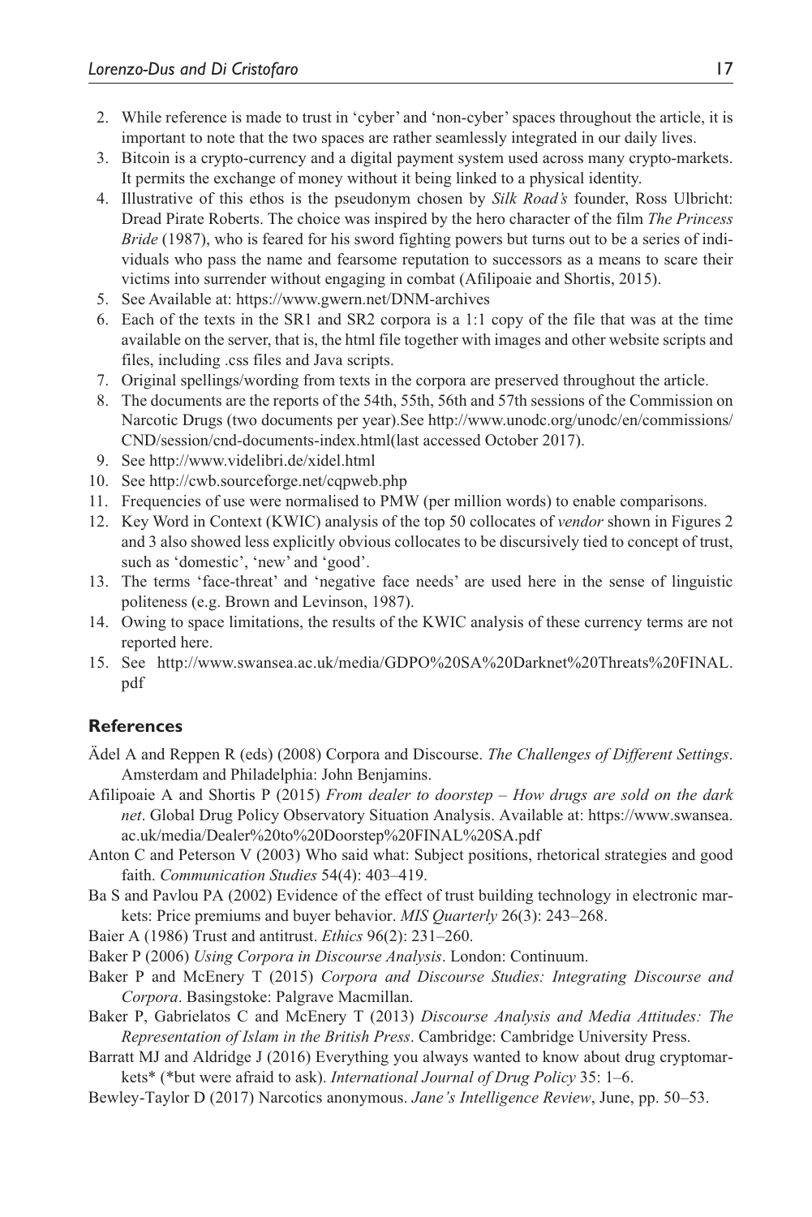2. While reference is made to trust in 'cyber' and 'non-cyber' spaces throughout the article, it is important to note that the two spaces are rather seamlessly integrated in our daily lives.
3. Bitcoin is a crypto-currency and a digital payment system used across many crypto-markets. It permits the exchange of money without it being linked to a physical identity.
4. Illustrative of this ethos is the pseudonym chosen by *Silk Road's* founder, Ross Ulbricht: Dread Pirate Roberts. The choice was inspired by the hero character of the film *The Princess Bride* (1987), who is feared for his sword fighting powers but turns out to be a series of individuals who pass the name and fearsome reputation to successors as a means to scare their victims into surrender without engaging in combat (Afilipoaie and Shortis, 2015).
5. See Available at: https://www.gwern.net/DNM-archives
6. Each of the texts in the SR1 and SR2 corpora is a 1:1 copy of the file that was at the time available on the server, that is, the html file together with images and other website scripts and files, including .css files and Java scripts.
7. Original spellings/wording from texts in the corpora are preserved throughout the article.
8. The documents are the reports of the 54th, 55th, 56th and 57th sessions of the Commission on Narcotic Drugs (two documents per year).See http://www.unodc.org/unodc/en/commissions/CND/session/cnd-documents-index.html(last accessed October 2017).
9. See http://www.videlibri.de/xidel.html
10. See http://cwb.sourceforge.net/cqpweb.php
11. Frequencies of use were normalised to PMW (per million words) to enable comparisons.
12. Key Word in Context (KWIC) analysis of the top 50 collocates of *vendor* shown in Figures 2 and 3 also showed less explicitly obvious collocates to be discursively tied to concept of trust, such as 'domestic', 'new' and 'good'.
13. The terms 'face-threat' and 'negative face needs' are used here in the sense of linguistic politeness (e.g. Brown and Levinson, 1987).
14. Owing to space limitations, the results of the KWIC analysis of these currency terms are not reported here.
15. See http://www.swansea.ac.uk/media/GDPO%20SA%20Darknet%20Threats%20FINAL.pdf

## References

Ädel A and Reppen R (eds) (2008) Corpora and Discourse. *The Challenges of Different Settings*. Amsterdam and Philadelphia: John Benjamins.

Afilipoaie A and Shortis P (2015) *From dealer to doorstep – How drugs are sold on the dark net*. Global Drug Policy Observatory Situation Analysis. Available at: https://www.swansea.ac.uk/media/Dealer%20to%20Doorstep%20FINAL%20SA.pdf

Anton C and Peterson V (2003) Who said what: Subject positions, rhetorical strategies and good faith. *Communication Studies* 54(4): 403–419.

Ba S and Pavlou PA (2002) Evidence of the effect of trust building technology in electronic markets: Price premiums and buyer behavior. *MIS Quarterly* 26(3): 243–268.

Baier A (1986) Trust and antitrust. *Ethics* 96(2): 231–260.

Baker P (2006) *Using Corpora in Discourse Analysis*. London: Continuum.

Baker P and McEnery T (2015) *Corpora and Discourse Studies: Integrating Discourse and Corpora*. Basingstoke: Palgrave Macmillan.

Baker P, Gabrielatos C and McEnery T (2013) *Discourse Analysis and Media Attitudes: The Representation of Islam in the British Press*. Cambridge: Cambridge University Press.

Barratt MJ and Aldridge J (2016) Everything you always wanted to know about drug cryptomarkets* (*but were afraid to ask). *International Journal of Drug Policy* 35: 1–6.

Bewley-Taylor D (2017) Narcotics anonymous. *Jane's Intelligence Review*, June, pp. 50–53.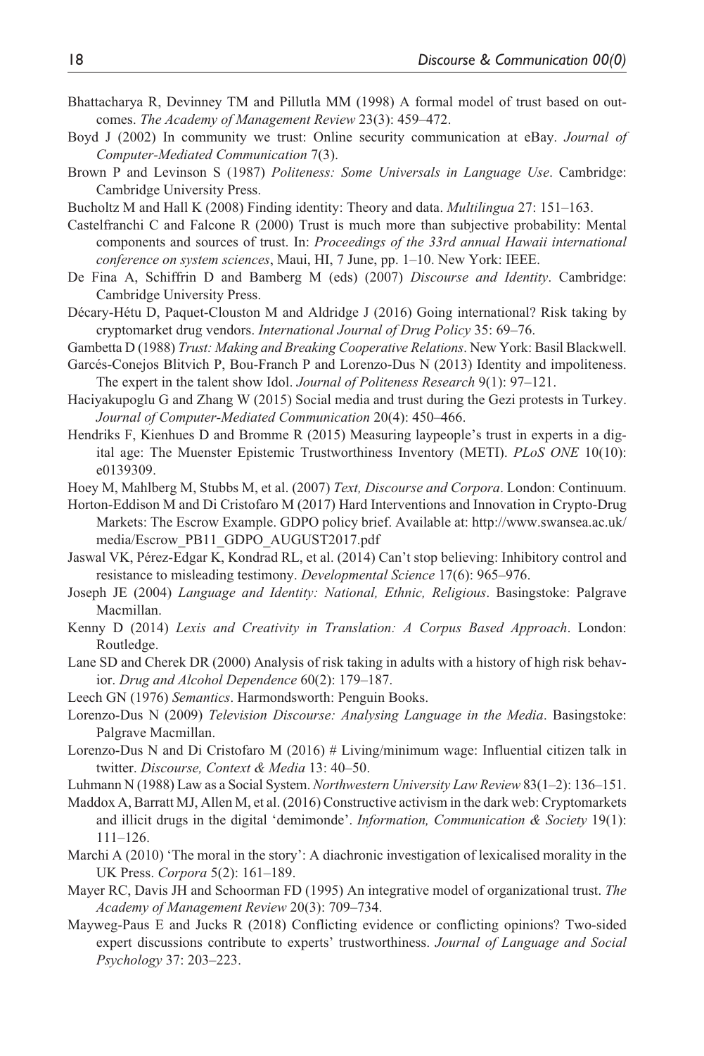Bhattacharya R, Devinney TM and Pillutla MM (1998) A formal model of trust based on outcomes. *The Academy of Management Review* 23(3): 459–472.

Boyd J (2002) In community we trust: Online security communication at eBay. *Journal of Computer-Mediated Communication* 7(3).

Brown P and Levinson S (1987) *Politeness: Some Universals in Language Use*. Cambridge: Cambridge University Press.

Bucholtz M and Hall K (2008) Finding identity: Theory and data. *Multilingua* 27: 151–163.

Castelfranchi C and Falcone R (2000) Trust is much more than subjective probability: Mental components and sources of trust. In: *Proceedings of the 33rd annual Hawaii international conference on system sciences*, Maui, HI, 7 June, pp. 1–10. New York: IEEE.

De Fina A, Schiffrin D and Bamberg M (eds) (2007) *Discourse and Identity*. Cambridge: Cambridge University Press.

Décary-Hétu D, Paquet-Clouston M and Aldridge J (2016) Going international? Risk taking by cryptomarket drug vendors. *International Journal of Drug Policy* 35: 69–76.

Gambetta D (1988) *Trust: Making and Breaking Cooperative Relations*. New York: Basil Blackwell.

Garcés-Conejos Blitvich P, Bou-Franch P and Lorenzo-Dus N (2013) Identity and impoliteness. The expert in the talent show Idol. *Journal of Politeness Research* 9(1): 97–121.

Haciyakupoglu G and Zhang W (2015) Social media and trust during the Gezi protests in Turkey. *Journal of Computer-Mediated Communication* 20(4): 450–466.

Hendriks F, Kienhues D and Bromme R (2015) Measuring laypeople's trust in experts in a digital age: The Muenster Epistemic Trustworthiness Inventory (METI). *PLoS ONE* 10(10): e0139309.

Hoey M, Mahlberg M, Stubbs M, et al. (2007) *Text, Discourse and Corpora*. London: Continuum.

Horton-Eddison M and Di Cristofaro M (2017) Hard Interventions and Innovation in Crypto-Drug Markets: The Escrow Example. GDPO policy brief. Available at: http://www.swansea.ac.uk/media/Escrow_PB11_GDPO_AUGUST2017.pdf

Jaswal VK, Pérez-Edgar K, Kondrad RL, et al. (2014) Can't stop believing: Inhibitory control and resistance to misleading testimony. *Developmental Science* 17(6): 965–976.

Joseph JE (2004) *Language and Identity: National, Ethnic, Religious*. Basingstoke: Palgrave Macmillan.

Kenny D (2014) *Lexis and Creativity in Translation: A Corpus Based Approach*. London: Routledge.

Lane SD and Cherek DR (2000) Analysis of risk taking in adults with a history of high risk behavior. *Drug and Alcohol Dependence* 60(2): 179–187.

Leech GN (1976) *Semantics*. Harmondsworth: Penguin Books.

Lorenzo-Dus N (2009) *Television Discourse: Analysing Language in the Media*. Basingstoke: Palgrave Macmillan.

Lorenzo-Dus N and Di Cristofaro M (2016) # Living/minimum wage: Influential citizen talk in twitter. *Discourse, Context & Media* 13: 40–50.

Luhmann N (1988) Law as a Social System. *Northwestern University Law Review* 83(1–2): 136–151.

Maddox A, Barratt MJ, Allen M, et al. (2016) Constructive activism in the dark web: Cryptomarkets and illicit drugs in the digital 'demimonde'. *Information, Communication & Society* 19(1): 111–126.

Marchi A (2010) 'The moral in the story': A diachronic investigation of lexicalised morality in the UK Press. *Corpora* 5(2): 161–189.

Mayer RC, Davis JH and Schoorman FD (1995) An integrative model of organizational trust. *The Academy of Management Review* 20(3): 709–734.

Mayweg-Paus E and Jucks R (2018) Conflicting evidence or conflicting opinions? Two-sided expert discussions contribute to experts' trustworthiness. *Journal of Language and Social Psychology* 37: 203–223.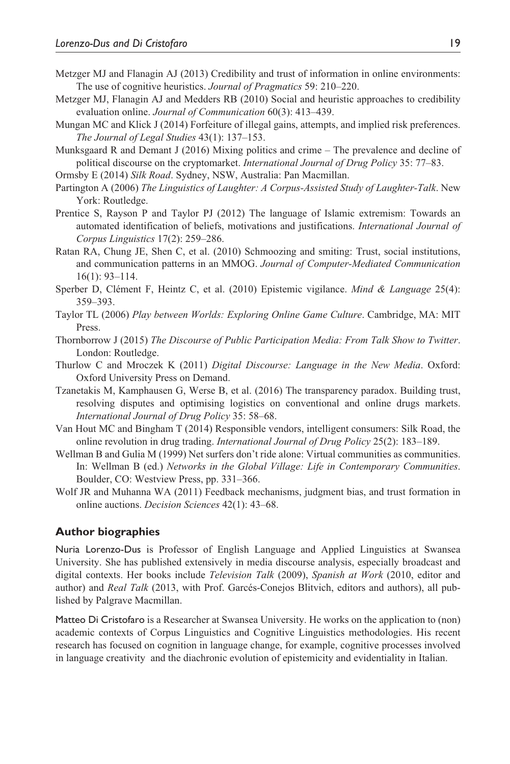Metzger MJ and Flanagin AJ (2013) Credibility and trust of information in online environments: The use of cognitive heuristics. *Journal of Pragmatics* 59: 210–220.

Metzger MJ, Flanagin AJ and Medders RB (2010) Social and heuristic approaches to credibility evaluation online. *Journal of Communication* 60(3): 413–439.

Mungan MC and Klick J (2014) Forfeiture of illegal gains, attempts, and implied risk preferences. *The Journal of Legal Studies* 43(1): 137–153.

Munksgaard R and Demant J (2016) Mixing politics and crime – The prevalence and decline of political discourse on the cryptomarket. *International Journal of Drug Policy* 35: 77–83.

Ormsby E (2014) *Silk Road*. Sydney, NSW, Australia: Pan Macmillan.

Partington A (2006) *The Linguistics of Laughter: A Corpus-Assisted Study of Laughter-Talk*. New York: Routledge.

Prentice S, Rayson P and Taylor PJ (2012) The language of Islamic extremism: Towards an automated identification of beliefs, motivations and justifications. *International Journal of Corpus Linguistics* 17(2): 259–286.

Ratan RA, Chung JE, Shen C, et al. (2010) Schmoozing and smiting: Trust, social institutions, and communication patterns in an MMOG. *Journal of Computer-Mediated Communication* 16(1): 93–114.

Sperber D, Clément F, Heintz C, et al. (2010) Epistemic vigilance. *Mind & Language* 25(4): 359–393.

Taylor TL (2006) *Play between Worlds: Exploring Online Game Culture*. Cambridge, MA: MIT Press.

Thornborrow J (2015) *The Discourse of Public Participation Media: From Talk Show to Twitter*. London: Routledge.

Thurlow C and Mroczek K (2011) *Digital Discourse: Language in the New Media*. Oxford: Oxford University Press on Demand.

Tzanetakis M, Kamphausen G, Werse B, et al. (2016) The transparency paradox. Building trust, resolving disputes and optimising logistics on conventional and online drugs markets. *International Journal of Drug Policy* 35: 58–68.

Van Hout MC and Bingham T (2014) Responsible vendors, intelligent consumers: Silk Road, the online revolution in drug trading. *International Journal of Drug Policy* 25(2): 183–189.

Wellman B and Gulia M (1999) Net surfers don't ride alone: Virtual communities as communities. In: Wellman B (ed.) *Networks in the Global Village: Life in Contemporary Communities*. Boulder, CO: Westview Press, pp. 331–366.

Wolf JR and Muhanna WA (2011) Feedback mechanisms, judgment bias, and trust formation in online auctions. *Decision Sciences* 42(1): 43–68.

### Author biographies

Nuria Lorenzo-Dus is Professor of English Language and Applied Linguistics at Swansea University. She has published extensively in media discourse analysis, especially broadcast and digital contexts. Her books include *Television Talk* (2009), *Spanish at Work* (2010, editor and author) and *Real Talk* (2013, with Prof. Garcés-Conejos Blitvich, editors and authors), all published by Palgrave Macmillan.

Matteo Di Cristofaro is a Researcher at Swansea University. He works on the application to (non) academic contexts of Corpus Linguistics and Cognitive Linguistics methodologies. His recent research has focused on cognition in language change, for example, cognitive processes involved in language creativity and the diachronic evolution of epistemicity and evidentiality in Italian.